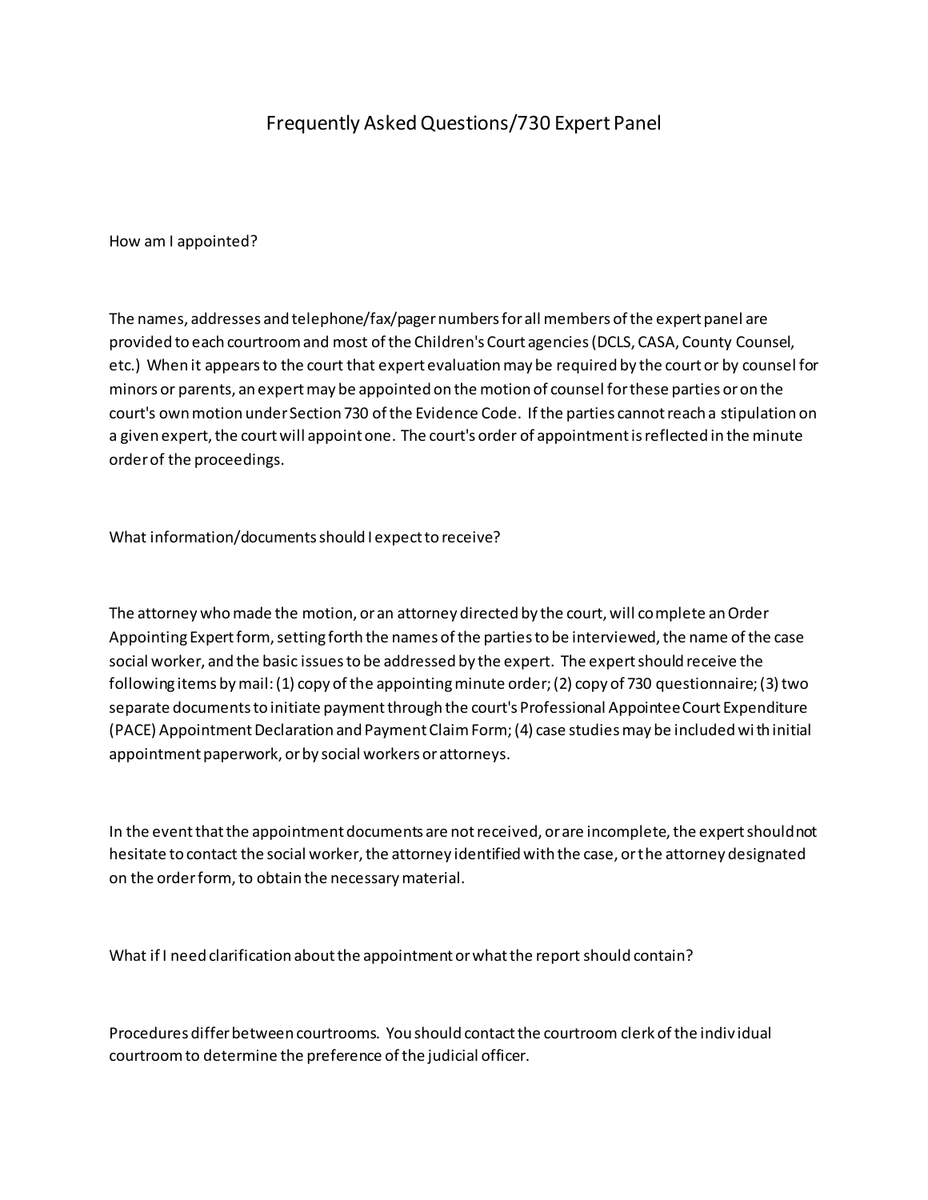# Frequently Asked Questions/730 Expert Panel

How am I appointed?

The names, addresses and telephone/fax/pager numbers for all members of the expert panel are provided to each courtroom and most of the Children's Court agencies (DCLS, CASA, County Counsel, etc.) When it appears to the court that expert evaluation may be required by the court or by counsel for minors or parents, an expert may be appointed on the motion of counsel for these parties or on the court's own motion under Section 730 of the Evidence Code. If the parties cannot reach a stipulation on a given expert, the court will appoint one. The court's order of appointment is reflected in the minute order of the proceedings.

What information/documents should I expect to receive?

The attorney who made the motion, or an attorney directed by the court, will complete an Order Appointing Expert form, setting forth the names of the parties to be interviewed, the name of the case social worker, and the basic issues to be addressed by the expert. The expert should receive the following items by mail: (1) copy of the appointing minute order; (2) copy of 730 questionnaire; (3) two separate documents to initiate payment through the court's Professional Appointee Court Expenditure (PACE) Appointment Declaration and Payment Claim Form; (4) case studies may be included with initial appointment paperwork, or by social workers or attorneys.

In the event that the appointment documents are not received, or are incomplete, the expert should not hesitate to contact the social worker, the attorney identified with the case, or the attorney designated on the order form, to obtain the necessary material.

What if I need clarification about the appointment or what the report should contain?

Procedures differ between courtrooms. You should contact the courtroom clerk of the individual courtroom to determine the preference of the judicial officer.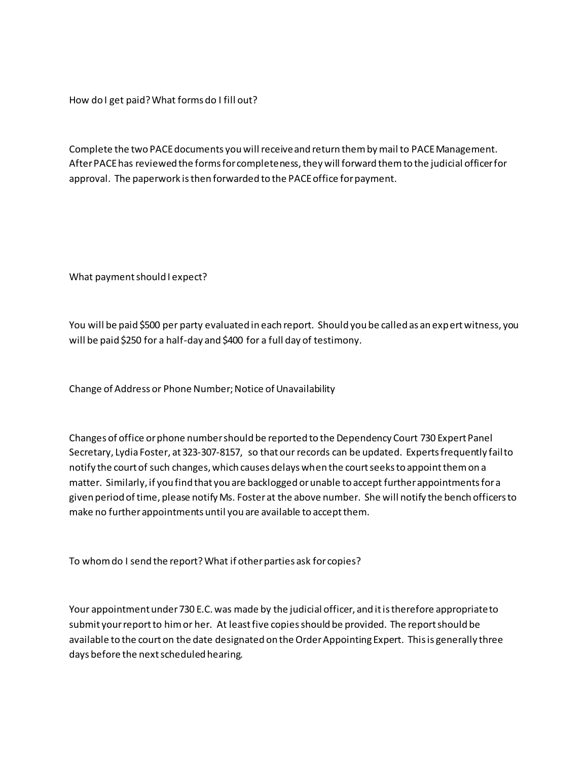## How do I get paid? What forms do I fill out?

Complete the two PACE documents you will receive and return them by mail to PACE Management. After PACE has reviewed the forms for completeness, they will forward them to the judicial officer for approval. The paperwork is then forwarded to the PACE office for payment.

## What payment should I expect?

You will be paid $500 per party evaluated in each report. Should you be called as an expert witness, you will be paid $250 for a half-day and $400 for a full day of testimony.

## Change of Address or Phone Number; Notice of Unavailability

Changes of office or phone number should be reported to the Dependency Court 730 Expert Panel Secretary, Lydia Foster, at 323-307-8157, so that our records can be updated. Experts frequently fail to notify the court of such changes, which causes delays when the court seeks to appoint them on a matter. Similarly, if you find that you are backlogged or unable to accept further appointments for a given period of time, please notify Ms. Foster at the above number. She will notify the bench officers to make no further appointments until you are available to accept them.

## To whom do I send the report? What if other parties ask for copies?

Your appointment under 730 E.C. was made by the judicial officer, and it is therefore appropriate to submit your report to him or her. At least five copies should be provided. The report should be available to the court on the date designated on the Order Appointing Expert. This is generally three days before the next scheduled hearing.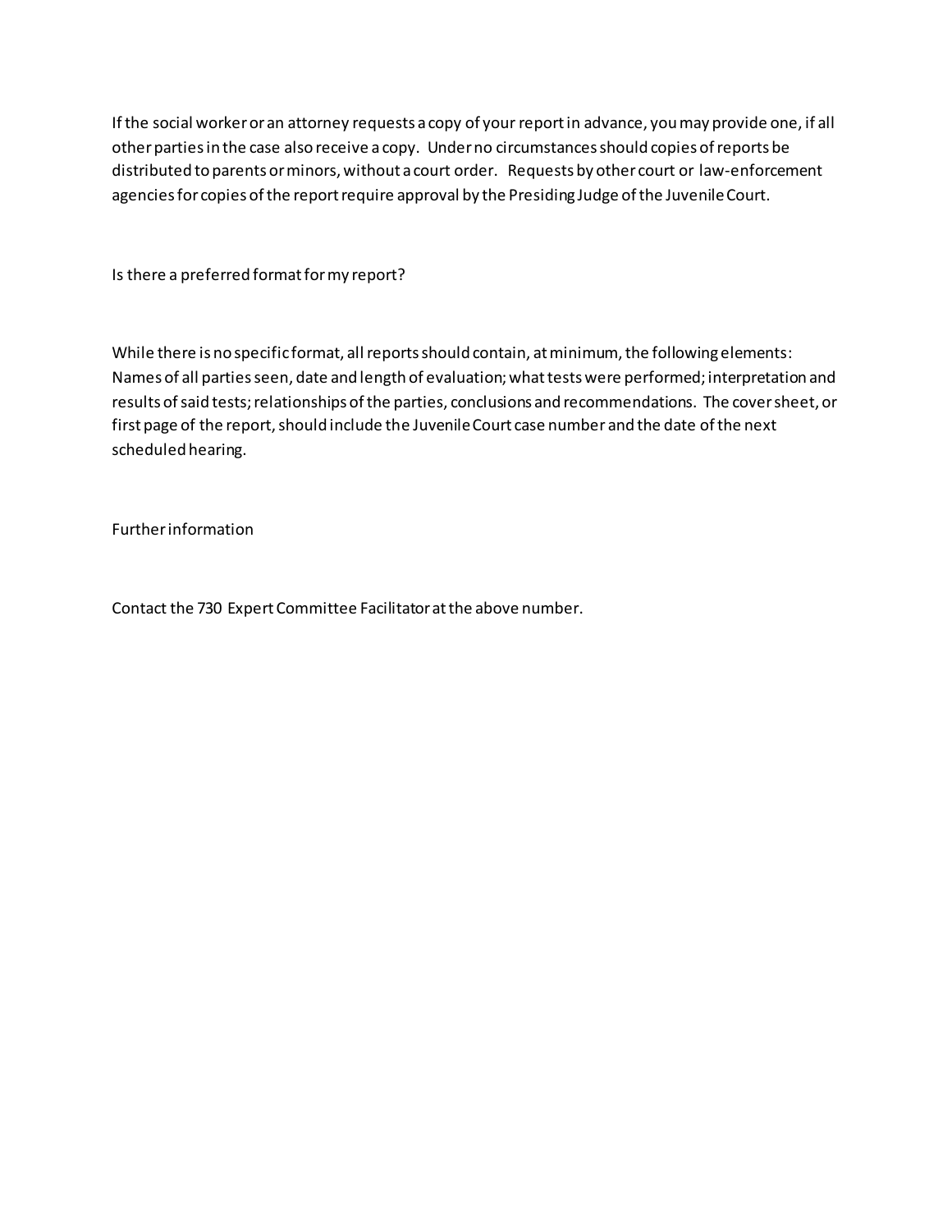If the social worker or an attorney requests a copy of your report in advance, you may provide one, if all other parties in the case also receive a copy. Under no circumstances should copies of reports be distributed to parents or minors, without a court order. Requests by other court or law-enforcement agencies for copies of the report require approval by the Presiding Judge of the Juvenile Court.

## Is there a preferred format for my report?

While there is no specific format, all reports should contain, at minimum, the following elements: Names of all parties seen, date and length of evaluation; what tests were performed; interpretation and results of said tests; relationships of the parties, conclusions and recommendations. The cover sheet, or first page of the report, should include the Juvenile Court case number and the date of the next scheduled hearing.

## Further information

Contact the 730 Expert Committee Facilitator at the above number.